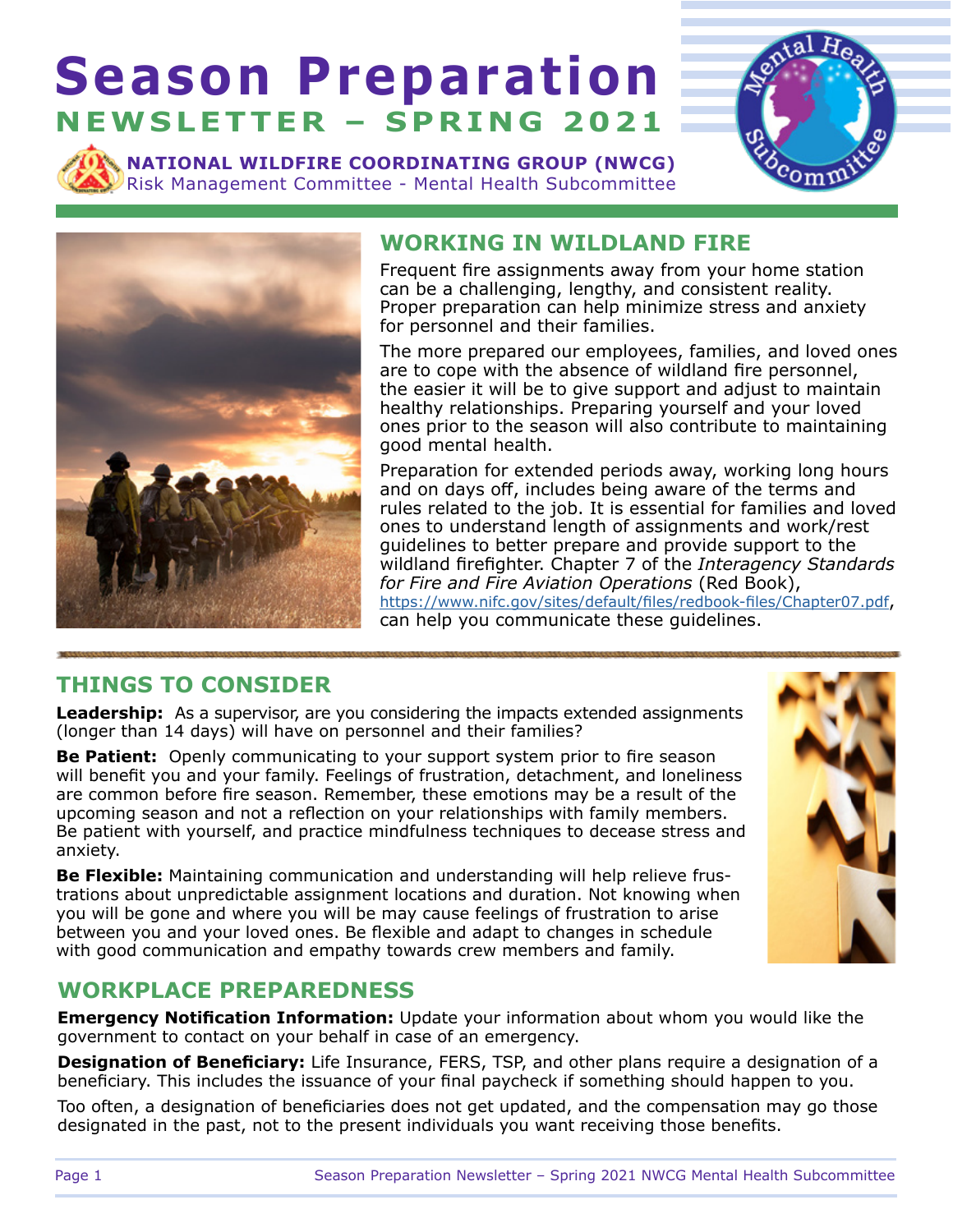# Season Preparation

## NEWSLETTER – SPRING 2021

**NATIONAL WILDFIRE COORDINATING GROUP (NWCG)**
Risk Management Committee - Mental Health Subcommittee

## WORKING IN WILDLAND FIRE

Frequent fire assignments away from your home station can be a challenging, lengthy, and consistent reality. Proper preparation can help minimize stress and anxiety for personnel and their families.

The more prepared our employees, families, and loved ones are to cope with the absence of wildland fire personnel, the easier it will be to give support and adjust to maintain healthy relationships. Preparing yourself and your loved ones prior to the season will also contribute to maintaining good mental health.

Preparation for extended periods away, working long hours and on days off, includes being aware of the terms and rules related to the job. It is essential for families and loved ones to understand length of assignments and work/rest guidelines to better prepare and provide support to the wildland firefighter. Chapter 7 of the *Interagency Standards for Fire and Fire Aviation Operations* (Red Book), https://www.nifc.gov/sites/default/files/redbook-files/Chapter07.pdf, can help you communicate these guidelines.

## THINGS TO CONSIDER

**Leadership:** As a supervisor, are you considering the impacts extended assignments (longer than 14 days) will have on personnel and their families?

**Be Patient:** Openly communicating to your support system prior to fire season will benefit you and your family. Feelings of frustration, detachment, and loneliness are common before fire season. Remember, these emotions may be a result of the upcoming season and not a reflection on your relationships with family members. Be patient with yourself, and practice mindfulness techniques to decease stress and anxiety.

**Be Flexible:** Maintaining communication and understanding will help relieve frustrations about unpredictable assignment locations and duration. Not knowing when you will be gone and where you will be may cause feelings of frustration to arise between you and your loved ones. Be flexible and adapt to changes in schedule with good communication and empathy towards crew members and family.

## WORKPLACE PREPAREDNESS

**Emergency Notification Information:** Update your information about whom you would like the government to contact on your behalf in case of an emergency.

**Designation of Beneficiary:** Life Insurance, FERS, TSP, and other plans require a designation of a beneficiary. This includes the issuance of your final paycheck if something should happen to you.

Too often, a designation of beneficiaries does not get updated, and the compensation may go those designated in the past, not to the present individuals you want receiving those benefits.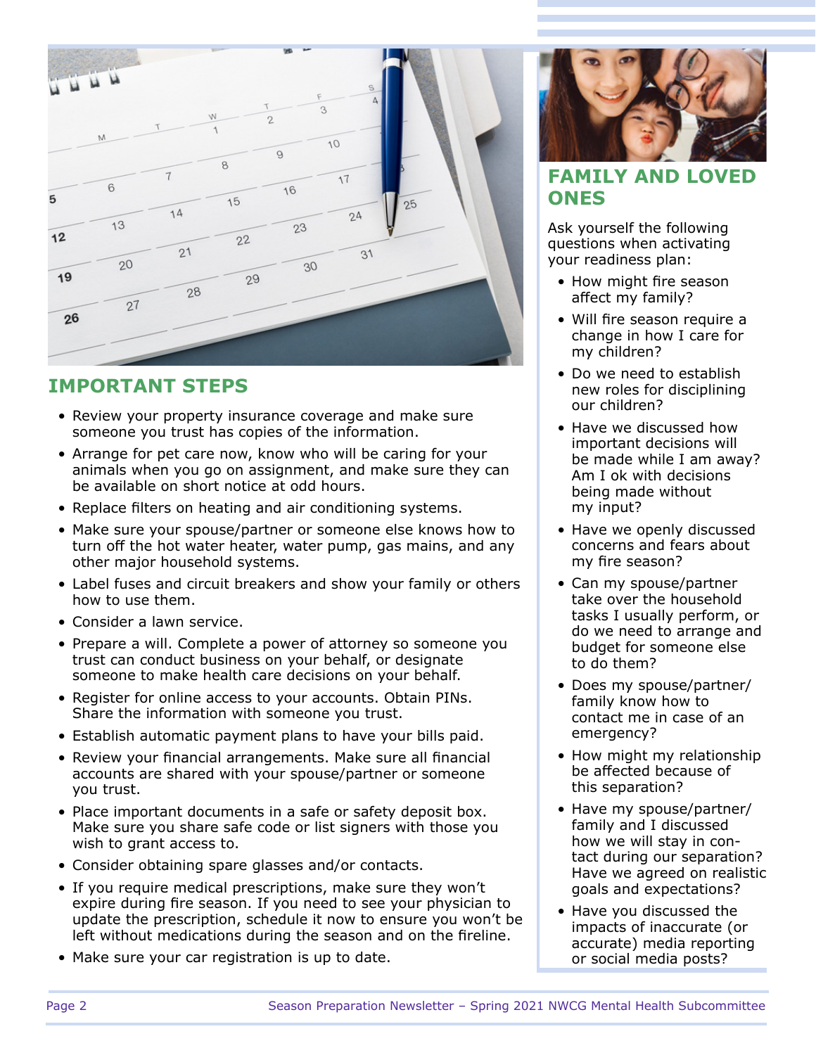## IMPORTANT STEPS

- Review your property insurance coverage and make sure someone you trust has copies of the information.
- Arrange for pet care now, know who will be caring for your animals when you go on assignment, and make sure they can be available on short notice at odd hours.
- Replace filters on heating and air conditioning systems.
- Make sure your spouse/partner or someone else knows how to turn off the hot water heater, water pump, gas mains, and any other major household systems.
- Label fuses and circuit breakers and show your family or others how to use them.
- Consider a lawn service.
- Prepare a will. Complete a power of attorney so someone you trust can conduct business on your behalf, or designate someone to make health care decisions on your behalf.
- Register for online access to your accounts. Obtain PINs. Share the information with someone you trust.
- Establish automatic payment plans to have your bills paid.
- Review your financial arrangements. Make sure all financial accounts are shared with your spouse/partner or someone you trust.
- Place important documents in a safe or safety deposit box. Make sure you share safe code or list signers with those you wish to grant access to.
- Consider obtaining spare glasses and/or contacts.
- If you require medical prescriptions, make sure they won't expire during fire season. If you need to see your physician to update the prescription, schedule it now to ensure you won't be left without medications during the season and on the fireline.
- Make sure your car registration is up to date.

## FAMILY AND LOVED ONES

Ask yourself the following questions when activating your readiness plan:

- How might fire season affect my family?
- Will fire season require a change in how I care for my children?
- Do we need to establish new roles for disciplining our children?
- Have we discussed how important decisions will be made while I am away? Am I ok with decisions being made without my input?
- Have we openly discussed concerns and fears about my fire season?
- Can my spouse/partner take over the household tasks I usually perform, or do we need to arrange and budget for someone else to do them?
- Does my spouse/partner/family know how to contact me in case of an emergency?
- How might my relationship be affected because of this separation?
- Have my spouse/partner/family and I discussed how we will stay in contact during our separation? Have we agreed on realistic goals and expectations?
- Have you discussed the impacts of inaccurate (or accurate) media reporting or social media posts?